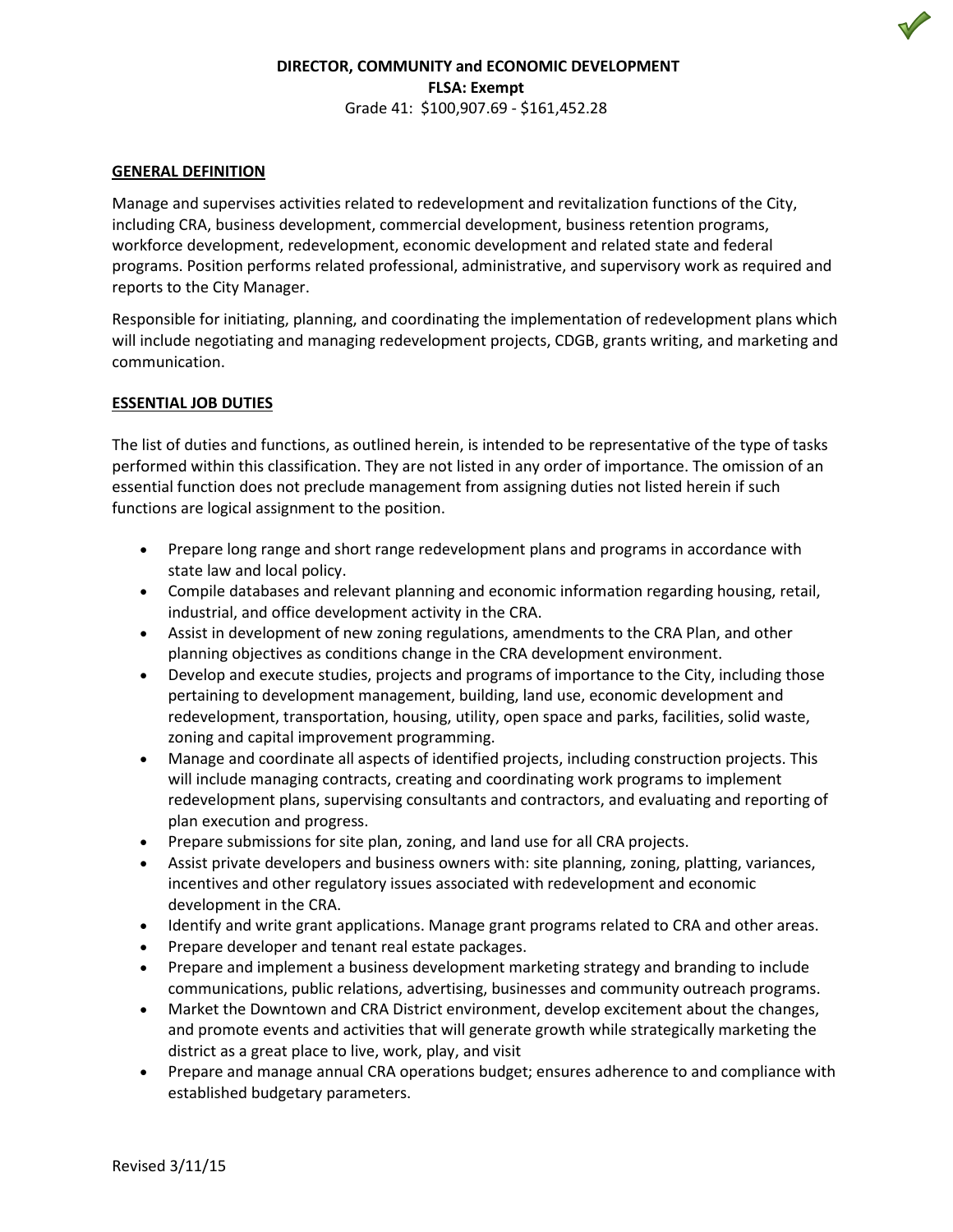**DIRECTOR, COMMUNITY and ECONOMIC DEVELOPMENT**
**FLSA: Exempt**
Grade 41: $100,907.69 - $161,452.28

## GENERAL DEFINITION

Manage and supervises activities related to redevelopment and revitalization functions of the City, including CRA, business development, commercial development, business retention programs, workforce development, redevelopment, economic development and related state and federal programs. Position performs related professional, administrative, and supervisory work as required and reports to the City Manager.

Responsible for initiating, planning, and coordinating the implementation of redevelopment plans which will include negotiating and managing redevelopment projects, CDGB, grants writing, and marketing and communication.

## ESSENTIAL JOB DUTIES

The list of duties and functions, as outlined herein, is intended to be representative of the type of tasks performed within this classification. They are not listed in any order of importance. The omission of an essential function does not preclude management from assigning duties not listed herein if such functions are logical assignment to the position.

- Prepare long range and short range redevelopment plans and programs in accordance with state law and local policy.
- Compile databases and relevant planning and economic information regarding housing, retail, industrial, and office development activity in the CRA.
- Assist in development of new zoning regulations, amendments to the CRA Plan, and other planning objectives as conditions change in the CRA development environment.
- Develop and execute studies, projects and programs of importance to the City, including those pertaining to development management, building, land use, economic development and redevelopment, transportation, housing, utility, open space and parks, facilities, solid waste, zoning and capital improvement programming.
- Manage and coordinate all aspects of identified projects, including construction projects. This will include managing contracts, creating and coordinating work programs to implement redevelopment plans, supervising consultants and contractors, and evaluating and reporting of plan execution and progress.
- Prepare submissions for site plan, zoning, and land use for all CRA projects.
- Assist private developers and business owners with: site planning, zoning, platting, variances, incentives and other regulatory issues associated with redevelopment and economic development in the CRA.
- Identify and write grant applications. Manage grant programs related to CRA and other areas.
- Prepare developer and tenant real estate packages.
- Prepare and implement a business development marketing strategy and branding to include communications, public relations, advertising, businesses and community outreach programs.
- Market the Downtown and CRA District environment, develop excitement about the changes, and promote events and activities that will generate growth while strategically marketing the district as a great place to live, work, play, and visit
- Prepare and manage annual CRA operations budget; ensures adherence to and compliance with established budgetary parameters.

Revised 3/11/15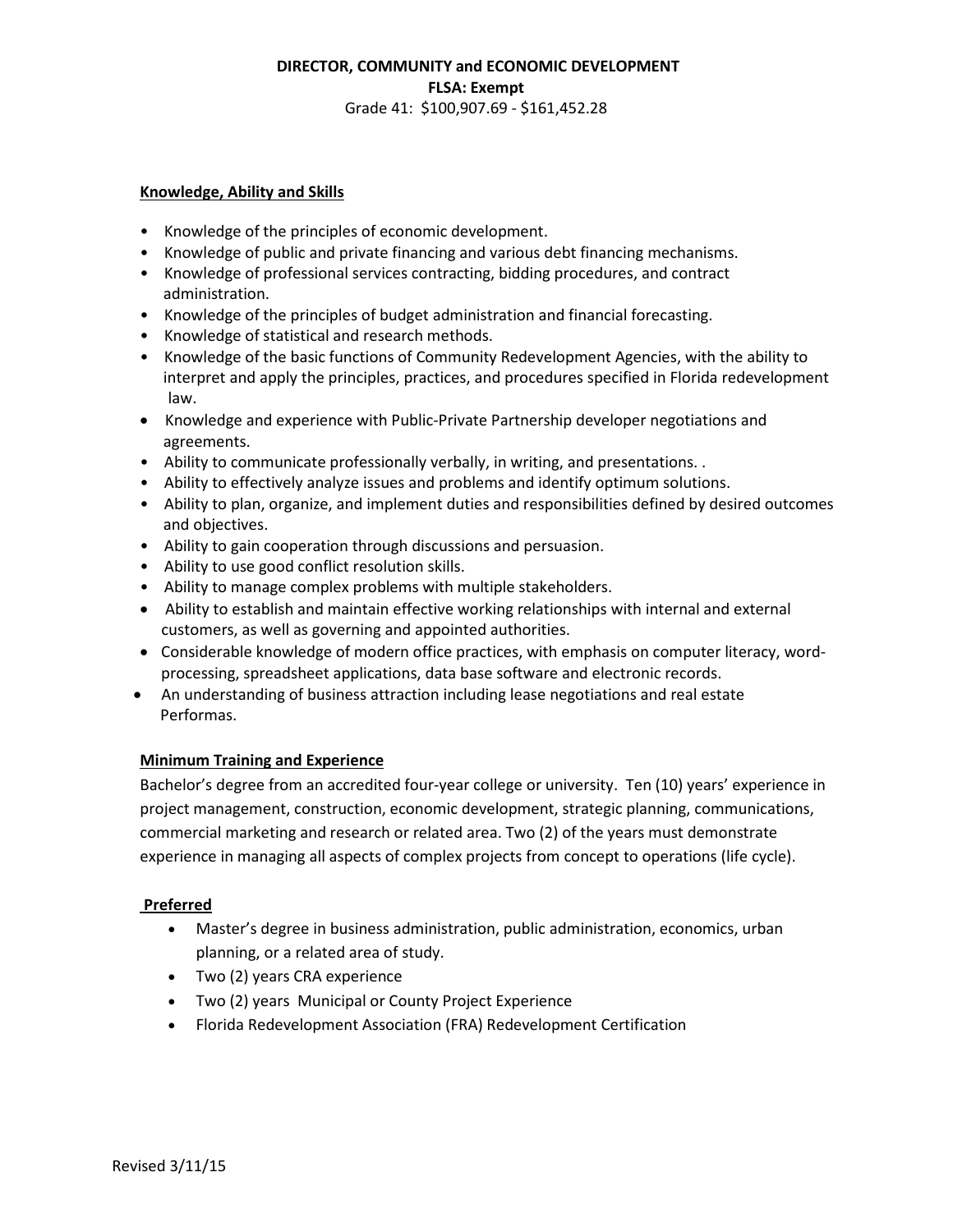**DIRECTOR, COMMUNITY and ECONOMIC DEVELOPMENT**

**FLSA: Exempt**

Grade 41: $100,907.69 - $161,452.28

**Knowledge, Ability and Skills**

- Knowledge of the principles of economic development.
- Knowledge of public and private financing and various debt financing mechanisms.
- Knowledge of professional services contracting, bidding procedures, and contract administration.
- Knowledge of the principles of budget administration and financial forecasting.
- Knowledge of statistical and research methods.
- Knowledge of the basic functions of Community Redevelopment Agencies, with the ability to interpret and apply the principles, practices, and procedures specified in Florida redevelopment law.
- Knowledge and experience with Public-Private Partnership developer negotiations and agreements.
- Ability to communicate professionally verbally, in writing, and presentations. .
- Ability to effectively analyze issues and problems and identify optimum solutions.
- Ability to plan, organize, and implement duties and responsibilities defined by desired outcomes and objectives.
- Ability to gain cooperation through discussions and persuasion.
- Ability to use good conflict resolution skills.
- Ability to manage complex problems with multiple stakeholders.
- Ability to establish and maintain effective working relationships with internal and external customers, as well as governing and appointed authorities.
- Considerable knowledge of modern office practices, with emphasis on computer literacy, word-processing, spreadsheet applications, data base software and electronic records.
- An understanding of business attraction including lease negotiations and real estate Performas.

**Minimum Training and Experience**

Bachelor's degree from an accredited four-year college or university. Ten (10) years' experience in project management, construction, economic development, strategic planning, communications, commercial marketing and research or related area. Two (2) of the years must demonstrate experience in managing all aspects of complex projects from concept to operations (life cycle).

**Preferred**

- Master's degree in business administration, public administration, economics, urban planning, or a related area of study.
- Two (2) years CRA experience
- Two (2) years Municipal or County Project Experience
- Florida Redevelopment Association (FRA) Redevelopment Certification

Revised 3/11/15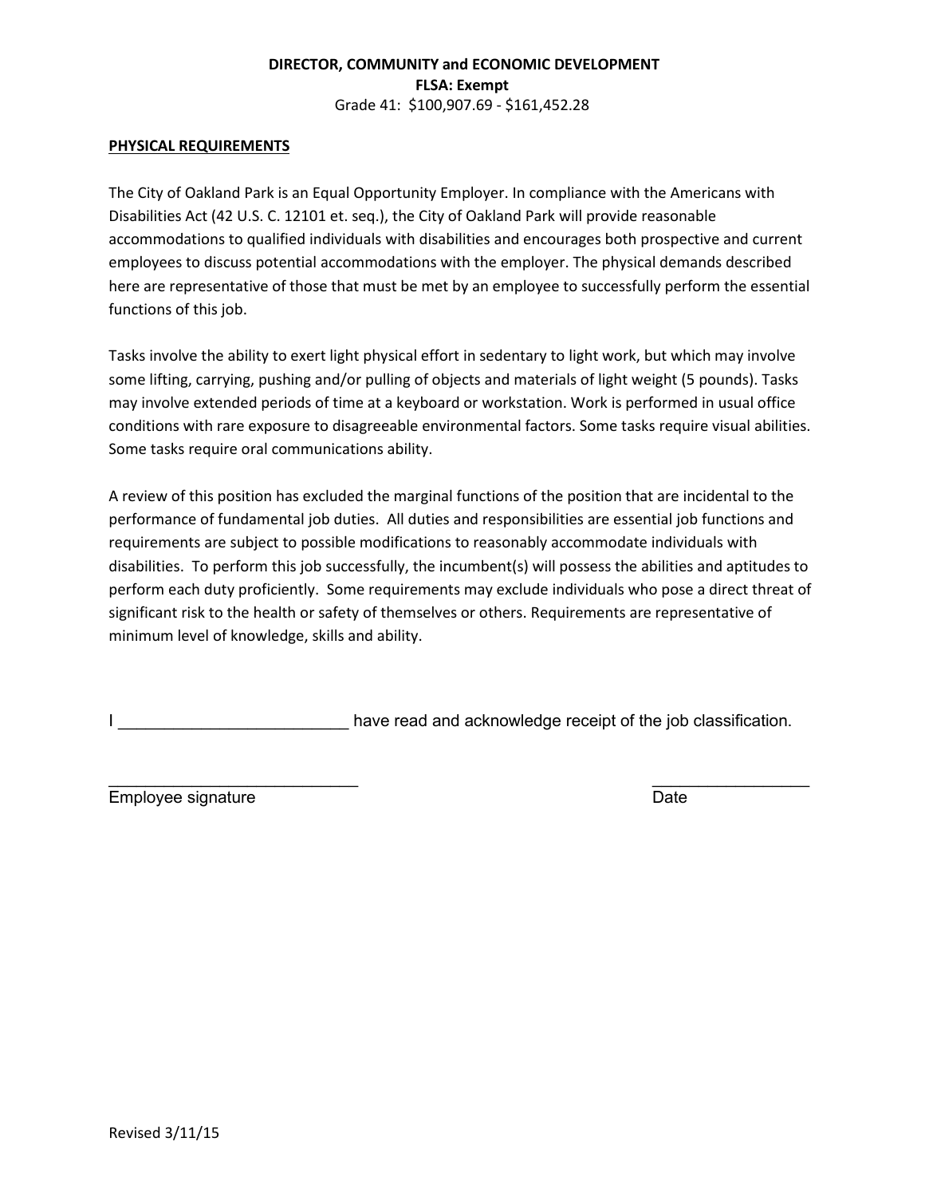**DIRECTOR, COMMUNITY and ECONOMIC DEVELOPMENT**
**FLSA: Exempt**
Grade 41: $100,907.69 - $161,452.28

**PHYSICAL REQUIREMENTS**

The City of Oakland Park is an Equal Opportunity Employer. In compliance with the Americans with Disabilities Act (42 U.S. C. 12101 et. seq.), the City of Oakland Park will provide reasonable accommodations to qualified individuals with disabilities and encourages both prospective and current employees to discuss potential accommodations with the employer. The physical demands described here are representative of those that must be met by an employee to successfully perform the essential functions of this job.

Tasks involve the ability to exert light physical effort in sedentary to light work, but which may involve some lifting, carrying, pushing and/or pulling of objects and materials of light weight (5 pounds). Tasks may involve extended periods of time at a keyboard or workstation. Work is performed in usual office conditions with rare exposure to disagreeable environmental factors. Some tasks require visual abilities. Some tasks require oral communications ability.

A review of this position has excluded the marginal functions of the position that are incidental to the performance of fundamental job duties. All duties and responsibilities are essential job functions and requirements are subject to possible modifications to reasonably accommodate individuals with disabilities. To perform this job successfully, the incumbent(s) will possess the abilities and aptitudes to perform each duty proficiently. Some requirements may exclude individuals who pose a direct threat of significant risk to the health or safety of themselves or others. Requirements are representative of minimum level of knowledge, skills and ability.

I _________________________ have read and acknowledge receipt of the job classification.

___________________________ _________________

Employee signature Date

Revised 3/11/15